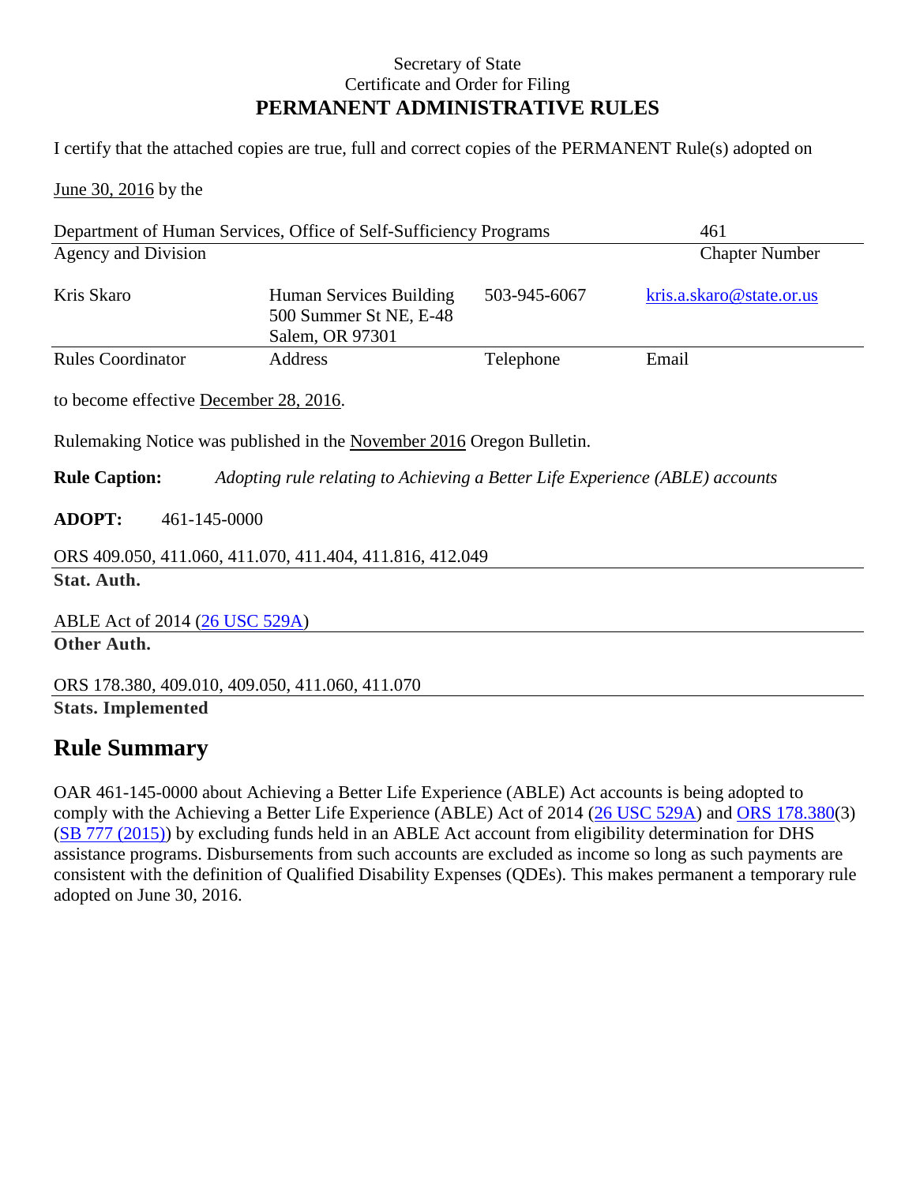Secretary of State
Certificate and Order for Filing
**PERMANENT ADMINISTRATIVE RULES**

I certify that the attached copies are true, full and correct copies of the PERMANENT Rule(s) adopted on

June 30, 2016 by the

| Department of Human Services, Office of Self-Sufficiency Programs | 461 |
|---|---|
| Agency and Division | Chapter Number |

| Kris Skaro | Human Services Building<br>500 Summer St NE, E-48<br>Salem, OR 97301 | 503-945-6067 | kris.a.skaro@state.or.us |
|---|---|---|---|
| Rules Coordinator | Address | Telephone | Email |

to become effective December 28, 2016.

Rulemaking Notice was published in the November 2016 Oregon Bulletin.

**Rule Caption:** *Adopting rule relating to Achieving a Better Life Experience (ABLE) accounts*

**ADOPT:** 461-145-0000

ORS 409.050, 411.060, 411.070, 411.404, 411.816, 412.049
**Stat. Auth.**

ABLE Act of 2014 (26 USC 529A)
**Other Auth.**

ORS 178.380, 409.010, 409.050, 411.060, 411.070
**Stats. Implemented**

## Rule Summary

OAR 461-145-0000 about Achieving a Better Life Experience (ABLE) Act accounts is being adopted to comply with the Achieving a Better Life Experience (ABLE) Act of 2014 (26 USC 529A) and ORS 178.380(3) (SB 777 (2015)) by excluding funds held in an ABLE Act account from eligibility determination for DHS assistance programs. Disbursements from such accounts are excluded as income so long as such payments are consistent with the definition of Qualified Disability Expenses (QDEs). This makes permanent a temporary rule adopted on June 30, 2016.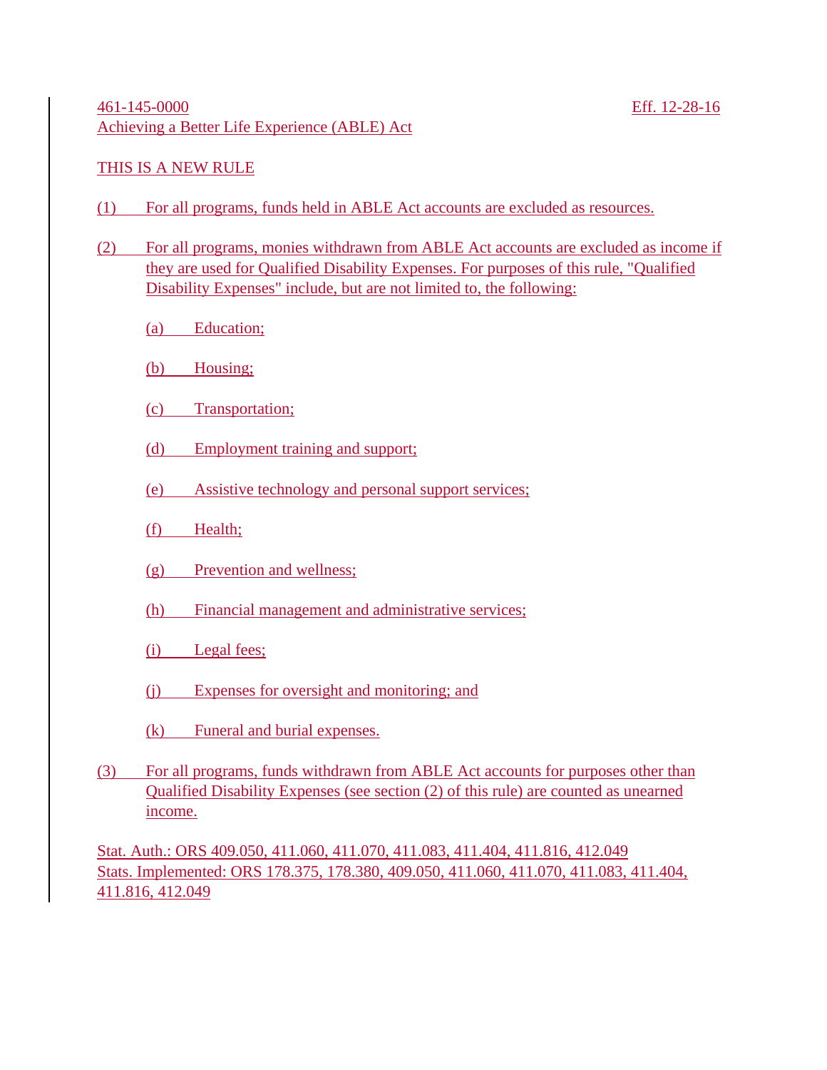461-145-0000 Eff. 12-28-16

Achieving a Better Life Experience (ABLE) Act

THIS IS A NEW RULE

(1) For all programs, funds held in ABLE Act accounts are excluded as resources.

(2) For all programs, monies withdrawn from ABLE Act accounts are excluded as income if they are used for Qualified Disability Expenses. For purposes of this rule, "Qualified Disability Expenses" include, but are not limited to, the following:

(a) Education;

(b) Housing;

(c) Transportation;

(d) Employment training and support;

(e) Assistive technology and personal support services;

(f) Health;

(g) Prevention and wellness;

(h) Financial management and administrative services;

(i) Legal fees;

(j) Expenses for oversight and monitoring; and

(k) Funeral and burial expenses.

(3) For all programs, funds withdrawn from ABLE Act accounts for purposes other than Qualified Disability Expenses (see section (2) of this rule) are counted as unearned income.

Stat. Auth.: ORS 409.050, 411.060, 411.070, 411.083, 411.404, 411.816, 412.049
Stats. Implemented: ORS 178.375, 178.380, 409.050, 411.060, 411.070, 411.083, 411.404, 411.816, 412.049